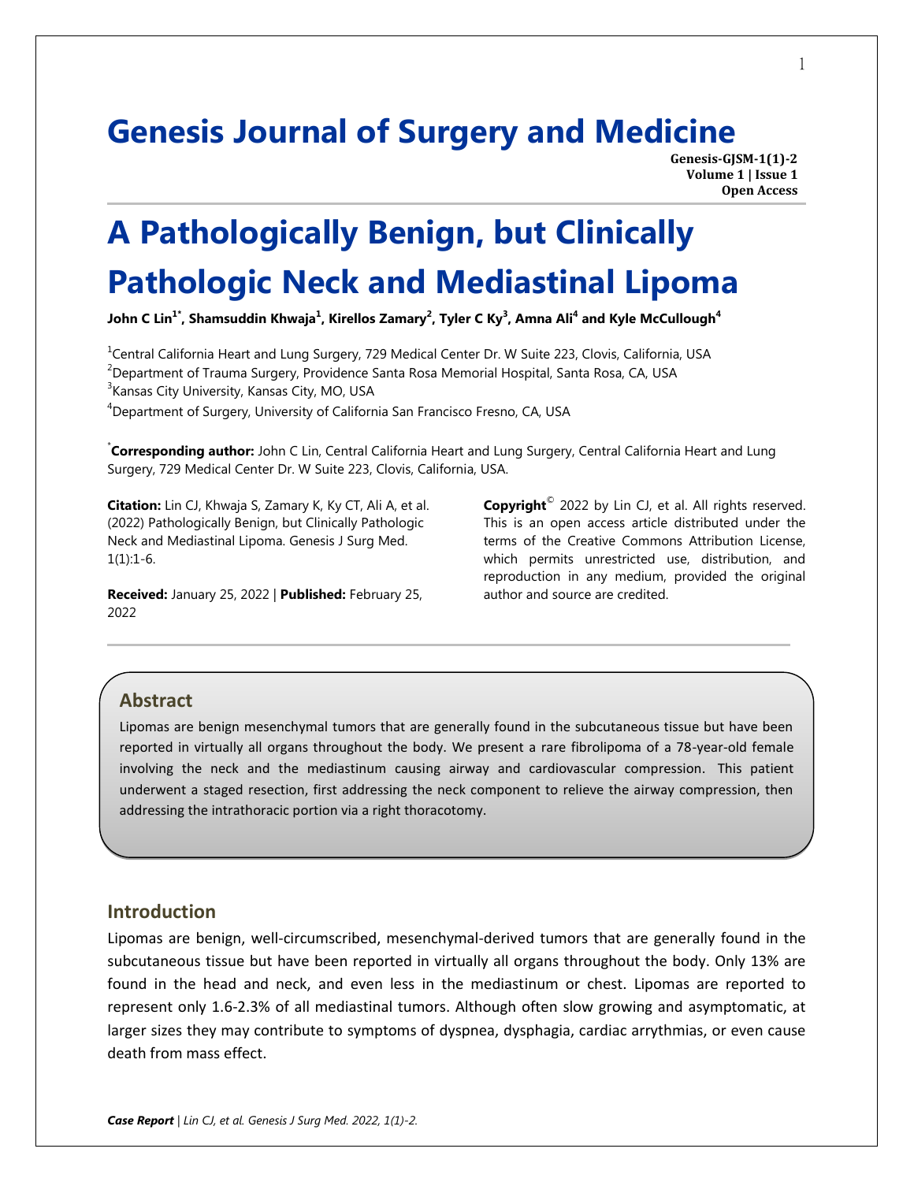# Genesis Journal of Surgery and Medicine

Genesis-GJSM-1(1)-2
Volume 1 | Issue 1
Open Access

# A Pathologically Benign, but Clinically Pathologic Neck and Mediastinal Lipoma

**John C Lin[1*], Shamsuddin Khwaja[1], Kirellos Zamary[2], Tyler C Ky[3], Amna Ali[4] and Kyle McCullough[4]**

[1]Central California Heart and Lung Surgery, 729 Medical Center Dr. W Suite 223, Clovis, California, USA

[2]Department of Trauma Surgery, Providence Santa Rosa Memorial Hospital, Santa Rosa, CA, USA

[3]Kansas City University, Kansas City, MO, USA

[4]Department of Surgery, University of California San Francisco Fresno, CA, USA

[*]**Corresponding author:** John C Lin, Central California Heart and Lung Surgery, Central California Heart and Lung Surgery, 729 Medical Center Dr. W Suite 223, Clovis, California, USA.

**Citation:** Lin CJ, Khwaja S, Zamary K, Ky CT, Ali A, et al. (2022) Pathologically Benign, but Clinically Pathologic Neck and Mediastinal Lipoma. Genesis J Surg Med. 1(1):1-6.

**Received:** January 25, 2022 | **Published:** February 25, 2022

**Copyright**© 2022 by Lin CJ, et al. All rights reserved. This is an open access article distributed under the terms of the Creative Commons Attribution License, which permits unrestricted use, distribution, and reproduction in any medium, provided the original author and source are credited.

## Abstract

Lipomas are benign mesenchymal tumors that are generally found in the subcutaneous tissue but have been reported in virtually all organs throughout the body. We present a rare fibrolipoma of a 78-year-old female involving the neck and the mediastinum causing airway and cardiovascular compression. This patient underwent a staged resection, first addressing the neck component to relieve the airway compression, then addressing the intrathoracic portion via a right thoracotomy.

## Introduction

Lipomas are benign, well-circumscribed, mesenchymal-derived tumors that are generally found in the subcutaneous tissue but have been reported in virtually all organs throughout the body. Only 13% are found in the head and neck, and even less in the mediastinum or chest. Lipomas are reported to represent only 1.6-2.3% of all mediastinal tumors. Although often slow growing and asymptomatic, at larger sizes they may contribute to symptoms of dyspnea, dysphagia, cardiac arrythmias, or even cause death from mass effect.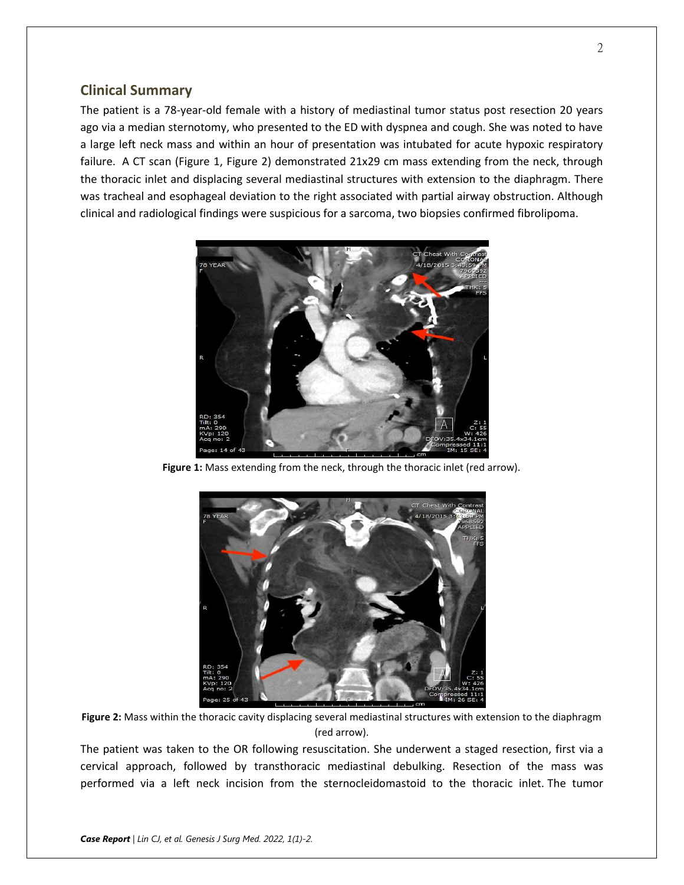## Clinical Summary

The patient is a 78-year-old female with a history of mediastinal tumor status post resection 20 years ago via a median sternotomy, who presented to the ED with dyspnea and cough. She was noted to have a large left neck mass and within an hour of presentation was intubated for acute hypoxic respiratory failure. A CT scan (Figure 1, Figure 2) demonstrated 21x29 cm mass extending from the neck, through the thoracic inlet and displacing several mediastinal structures with extension to the diaphragm. There was tracheal and esophageal deviation to the right associated with partial airway obstruction. Although clinical and radiological findings were suspicious for a sarcoma, two biopsies confirmed fibrolipoma.

**Figure 1:** Mass extending from the neck, through the thoracic inlet (red arrow).

**Figure 2:** Mass within the thoracic cavity displacing several mediastinal structures with extension to the diaphragm (red arrow).

The patient was taken to the OR following resuscitation. She underwent a staged resection, first via a cervical approach, followed by transthoracic mediastinal debulking. Resection of the mass was performed via a left neck incision from the sternocleidomastoid to the thoracic inlet. The tumor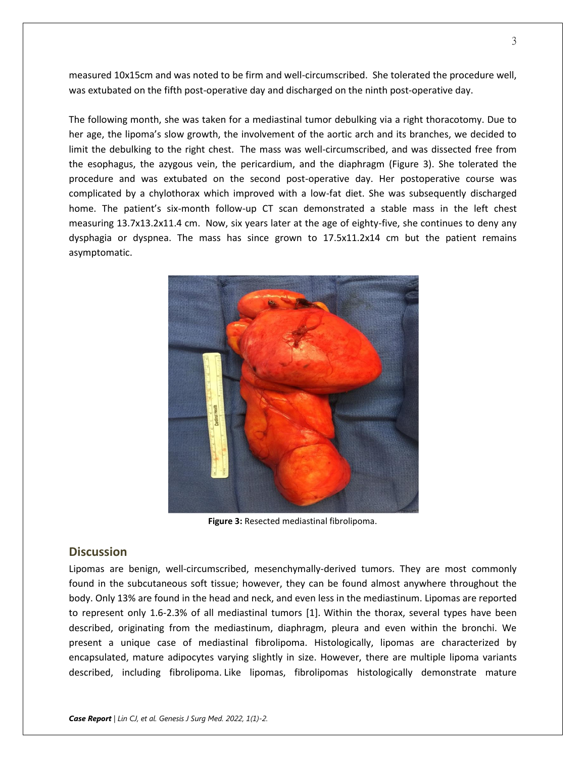measured 10x15cm and was noted to be firm and well-circumscribed. She tolerated the procedure well, was extubated on the fifth post-operative day and discharged on the ninth post-operative day.

The following month, she was taken for a mediastinal tumor debulking via a right thoracotomy. Due to her age, the lipoma's slow growth, the involvement of the aortic arch and its branches, we decided to limit the debulking to the right chest. The mass was well-circumscribed, and was dissected free from the esophagus, the azygous vein, the pericardium, and the diaphragm (Figure 3). She tolerated the procedure and was extubated on the second post-operative day. Her postoperative course was complicated by a chylothorax which improved with a low-fat diet. She was subsequently discharged home. The patient's six-month follow-up CT scan demonstrated a stable mass in the left chest measuring 13.7x13.2x11.4 cm. Now, six years later at the age of eighty-five, she continues to deny any dysphagia or dyspnea. The mass has since grown to 17.5x11.2x14 cm but the patient remains asymptomatic.

**Figure 3:** Resected mediastinal fibrolipoma.

## Discussion

Lipomas are benign, well-circumscribed, mesenchymally-derived tumors. They are most commonly found in the subcutaneous soft tissue; however, they can be found almost anywhere throughout the body. Only 13% are found in the head and neck, and even less in the mediastinum. Lipomas are reported to represent only 1.6-2.3% of all mediastinal tumors [1]. Within the thorax, several types have been described, originating from the mediastinum, diaphragm, pleura and even within the bronchi. We present a unique case of mediastinal fibrolipoma. Histologically, lipomas are characterized by encapsulated, mature adipocytes varying slightly in size. However, there are multiple lipoma variants described, including fibrolipoma. Like lipomas, fibrolipomas histologically demonstrate mature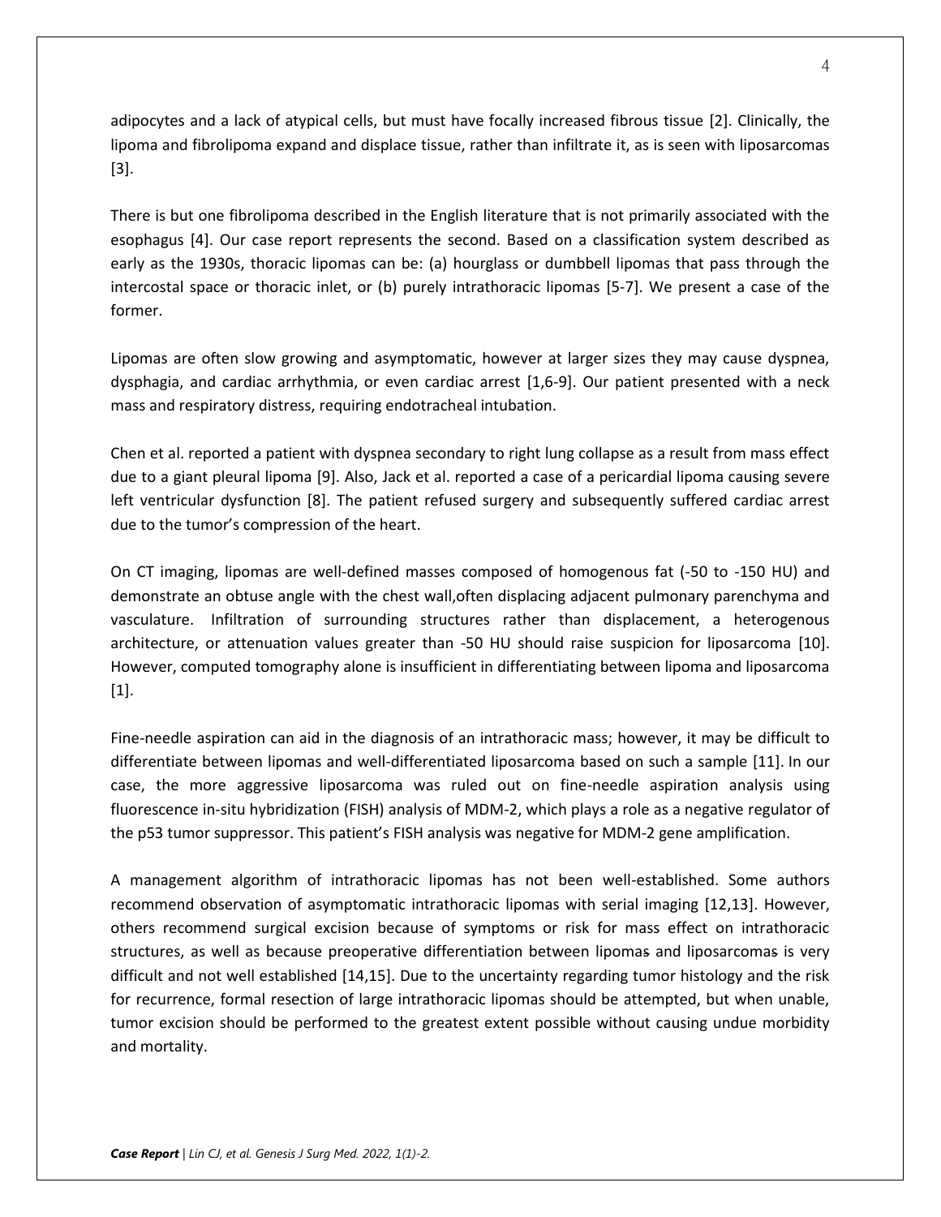adipocytes and a lack of atypical cells, but must have focally increased fibrous tissue [2]. Clinically, the lipoma and fibrolipoma expand and displace tissue, rather than infiltrate it, as is seen with liposarcomas [3].

There is but one fibrolipoma described in the English literature that is not primarily associated with the esophagus [4]. Our case report represents the second. Based on a classification system described as early as the 1930s, thoracic lipomas can be: (a) hourglass or dumbbell lipomas that pass through the intercostal space or thoracic inlet, or (b) purely intrathoracic lipomas [5-7]. We present a case of the former.

Lipomas are often slow growing and asymptomatic, however at larger sizes they may cause dyspnea, dysphagia, and cardiac arrhythmia, or even cardiac arrest [1,6-9]. Our patient presented with a neck mass and respiratory distress, requiring endotracheal intubation.

Chen et al. reported a patient with dyspnea secondary to right lung collapse as a result from mass effect due to a giant pleural lipoma [9]. Also, Jack et al. reported a case of a pericardial lipoma causing severe left ventricular dysfunction [8]. The patient refused surgery and subsequently suffered cardiac arrest due to the tumor's compression of the heart.

On CT imaging, lipomas are well-defined masses composed of homogenous fat (-50 to -150 HU) and demonstrate an obtuse angle with the chest wall,often displacing adjacent pulmonary parenchyma and vasculature. Infiltration of surrounding structures rather than displacement, a heterogenous architecture, or attenuation values greater than -50 HU should raise suspicion for liposarcoma [10]. However, computed tomography alone is insufficient in differentiating between lipoma and liposarcoma [1].

Fine-needle aspiration can aid in the diagnosis of an intrathoracic mass; however, it may be difficult to differentiate between lipomas and well-differentiated liposarcoma based on such a sample [11]. In our case, the more aggressive liposarcoma was ruled out on fine-needle aspiration analysis using fluorescence in-situ hybridization (FISH) analysis of MDM-2, which plays a role as a negative regulator of the p53 tumor suppressor. This patient's FISH analysis was negative for MDM-2 gene amplification.

A management algorithm of intrathoracic lipomas has not been well-established. Some authors recommend observation of asymptomatic intrathoracic lipomas with serial imaging [12,13]. However, others recommend surgical excision because of symptoms or risk for mass effect on intrathoracic structures, as well as because preoperative differentiation between lipomas and liposarcomas is very difficult and not well established [14,15]. Due to the uncertainty regarding tumor histology and the risk for recurrence, formal resection of large intrathoracic lipomas should be attempted, but when unable, tumor excision should be performed to the greatest extent possible without causing undue morbidity and mortality.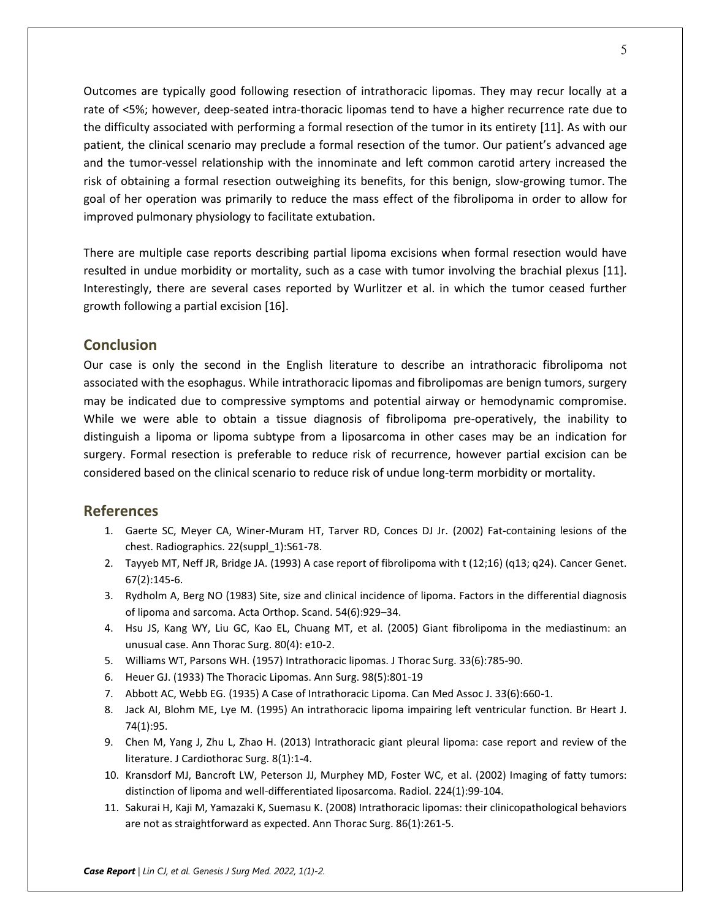Outcomes are typically good following resection of intrathoracic lipomas. They may recur locally at a rate of <5%; however, deep-seated intra-thoracic lipomas tend to have a higher recurrence rate due to the difficulty associated with performing a formal resection of the tumor in its entirety [11]. As with our patient, the clinical scenario may preclude a formal resection of the tumor. Our patient's advanced age and the tumor-vessel relationship with the innominate and left common carotid artery increased the risk of obtaining a formal resection outweighing its benefits, for this benign, slow-growing tumor. The goal of her operation was primarily to reduce the mass effect of the fibrolipoma in order to allow for improved pulmonary physiology to facilitate extubation.

There are multiple case reports describing partial lipoma excisions when formal resection would have resulted in undue morbidity or mortality, such as a case with tumor involving the brachial plexus [11]. Interestingly, there are several cases reported by Wurlitzer et al. in which the tumor ceased further growth following a partial excision [16].

## Conclusion

Our case is only the second in the English literature to describe an intrathoracic fibrolipoma not associated with the esophagus. While intrathoracic lipomas and fibrolipomas are benign tumors, surgery may be indicated due to compressive symptoms and potential airway or hemodynamic compromise. While we were able to obtain a tissue diagnosis of fibrolipoma pre-operatively, the inability to distinguish a lipoma or lipoma subtype from a liposarcoma in other cases may be an indication for surgery. Formal resection is preferable to reduce risk of recurrence, however partial excision can be considered based on the clinical scenario to reduce risk of undue long-term morbidity or mortality.

## References

1. Gaerte SC, Meyer CA, Winer-Muram HT, Tarver RD, Conces DJ Jr. (2002) Fat-containing lesions of the chest. Radiographics. 22(suppl_1):S61-78.
2. Tayyeb MT, Neff JR, Bridge JA. (1993) A case report of fibrolipoma with t (12;16) (q13; q24). Cancer Genet. 67(2):145-6.
3. Rydholm A, Berg NO (1983) Site, size and clinical incidence of lipoma. Factors in the differential diagnosis of lipoma and sarcoma. Acta Orthop. Scand. 54(6):929–34.
4. Hsu JS, Kang WY, Liu GC, Kao EL, Chuang MT, et al. (2005) Giant fibrolipoma in the mediastinum: an unusual case. Ann Thorac Surg. 80(4): e10-2.
5. Williams WT, Parsons WH. (1957) Intrathoracic lipomas. J Thorac Surg. 33(6):785-90.
6. Heuer GJ. (1933) The Thoracic Lipomas. Ann Surg. 98(5):801-19
7. Abbott AC, Webb EG. (1935) A Case of Intrathoracic Lipoma. Can Med Assoc J. 33(6):660-1.
8. Jack AI, Blohm ME, Lye M. (1995) An intrathoracic lipoma impairing left ventricular function. Br Heart J. 74(1):95.
9. Chen M, Yang J, Zhu L, Zhao H. (2013) Intrathoracic giant pleural lipoma: case report and review of the literature. J Cardiothorac Surg. 8(1):1-4.
10. Kransdorf MJ, Bancroft LW, Peterson JJ, Murphey MD, Foster WC, et al. (2002) Imaging of fatty tumors: distinction of lipoma and well-differentiated liposarcoma. Radiol. 224(1):99-104.
11. Sakurai H, Kaji M, Yamazaki K, Suemasu K. (2008) Intrathoracic lipomas: their clinicopathological behaviors are not as straightforward as expected. Ann Thorac Surg. 86(1):261-5.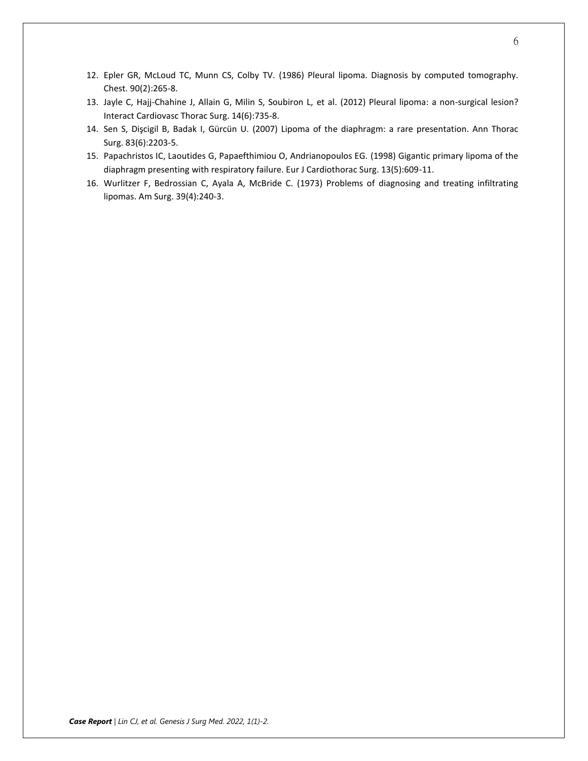12. Epler GR, McLoud TC, Munn CS, Colby TV. (1986) Pleural lipoma. Diagnosis by computed tomography. Chest. 90(2):265-8.
13. Jayle C, Hajj-Chahine J, Allain G, Milin S, Soubiron L, et al. (2012) Pleural lipoma: a non-surgical lesion? Interact Cardiovasc Thorac Surg. 14(6):735-8.
14. Sen S, Dişcigil B, Badak I, Gürcün U. (2007) Lipoma of the diaphragm: a rare presentation. Ann Thorac Surg. 83(6):2203-5.
15. Papachristos IC, Laoutides G, Papaefthimiou O, Andrianopoulos EG. (1998) Gigantic primary lipoma of the diaphragm presenting with respiratory failure. Eur J Cardiothorac Surg. 13(5):609-11.
16. Wurlitzer F, Bedrossian C, Ayala A, McBride C. (1973) Problems of diagnosing and treating infiltrating lipomas. Am Surg. 39(4):240-3.